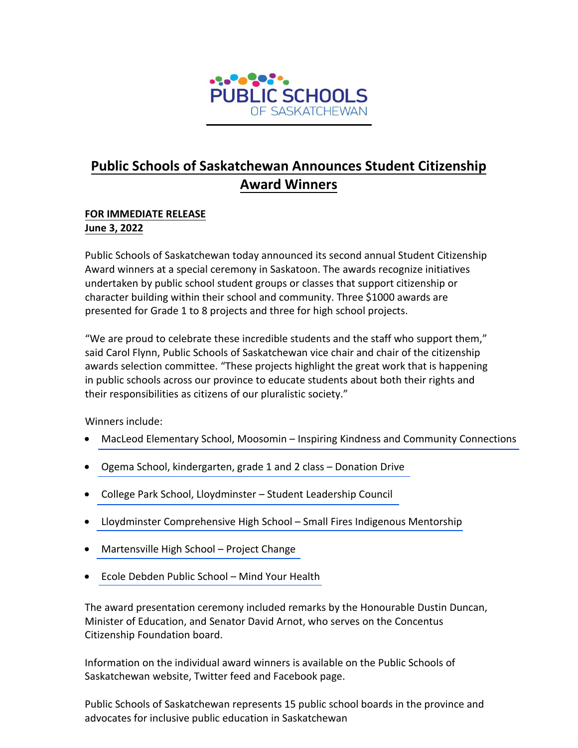PUBLIC SCHOOLS OF SASKATCHEWAN

# Public Schools of Saskatchewan Announces Student Citizenship Award Winners

**FOR IMMEDIATE RELEASE**
**June 3, 2022**

Public Schools of Saskatchewan today announced its second annual Student Citizenship Award winners at a special ceremony in Saskatoon. The awards recognize initiatives undertaken by public school student groups or classes that support citizenship or character building within their school and community. Three $1000 awards are presented for Grade 1 to 8 projects and three for high school projects.

"We are proud to celebrate these incredible students and the staff who support them," said Carol Flynn, Public Schools of Saskatchewan vice chair and chair of the citizenship awards selection committee. "These projects highlight the great work that is happening in public schools across our province to educate students about both their rights and their responsibilities as citizens of our pluralistic society."

Winners include:

- MacLeod Elementary School, Moosomin – Inspiring Kindness and Community Connections
- Ogema School, kindergarten, grade 1 and 2 class – Donation Drive
- College Park School, Lloydminster – Student Leadership Council
- Lloydminster Comprehensive High School – Small Fires Indigenous Mentorship
- Martensville High School – Project Change
- Ecole Debden Public School – Mind Your Health

The award presentation ceremony included remarks by the Honourable Dustin Duncan, Minister of Education, and Senator David Arnot, who serves on the Concentus Citizenship Foundation board.

Information on the individual award winners is available on the Public Schools of Saskatchewan website, Twitter feed and Facebook page.

Public Schools of Saskatchewan represents 15 public school boards in the province and advocates for inclusive public education in Saskatchewan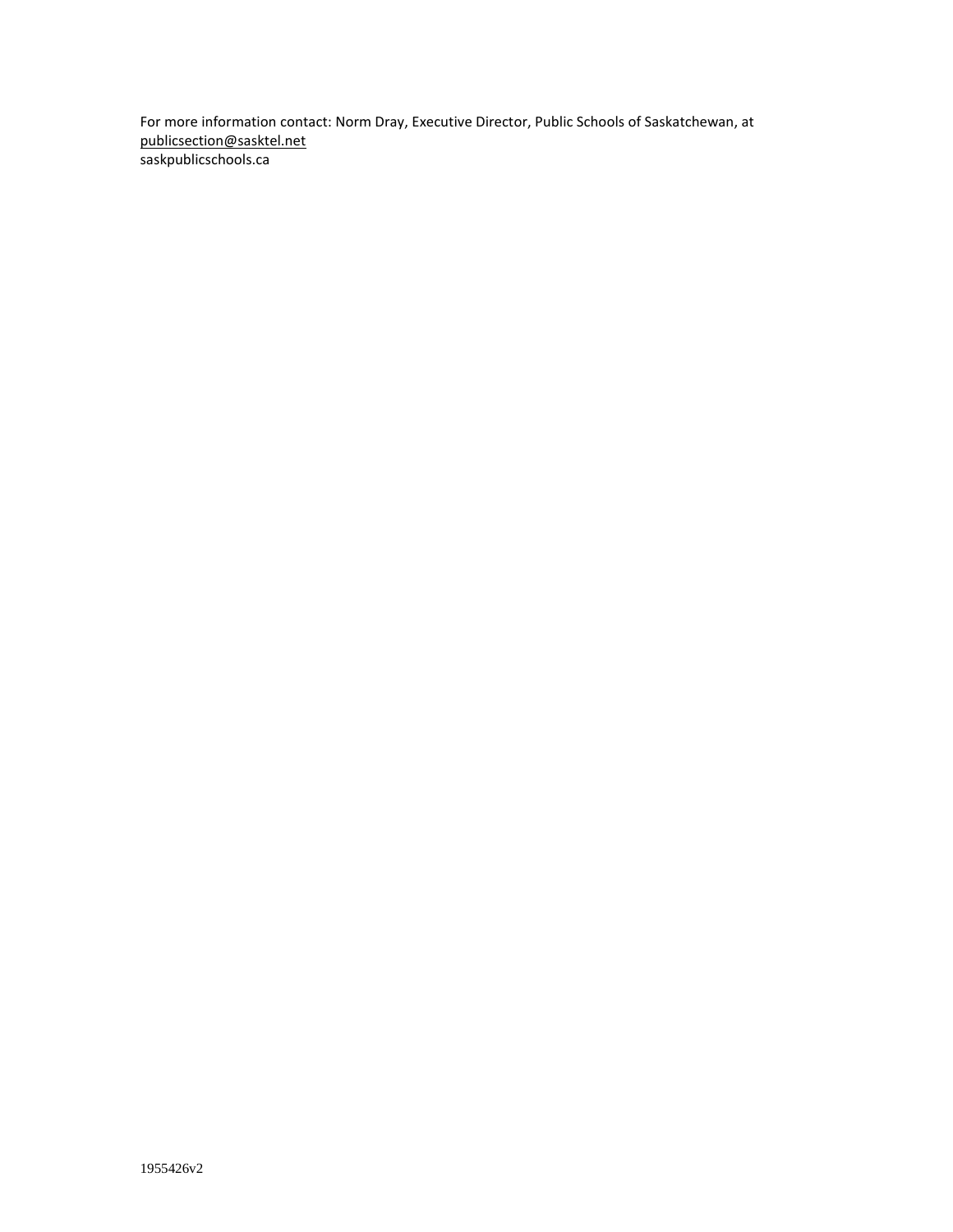For more information contact: Norm Dray, Executive Director, Public Schools of Saskatchewan, at publicsection@sasktel.net
saskpublicschools.ca

1955426v2